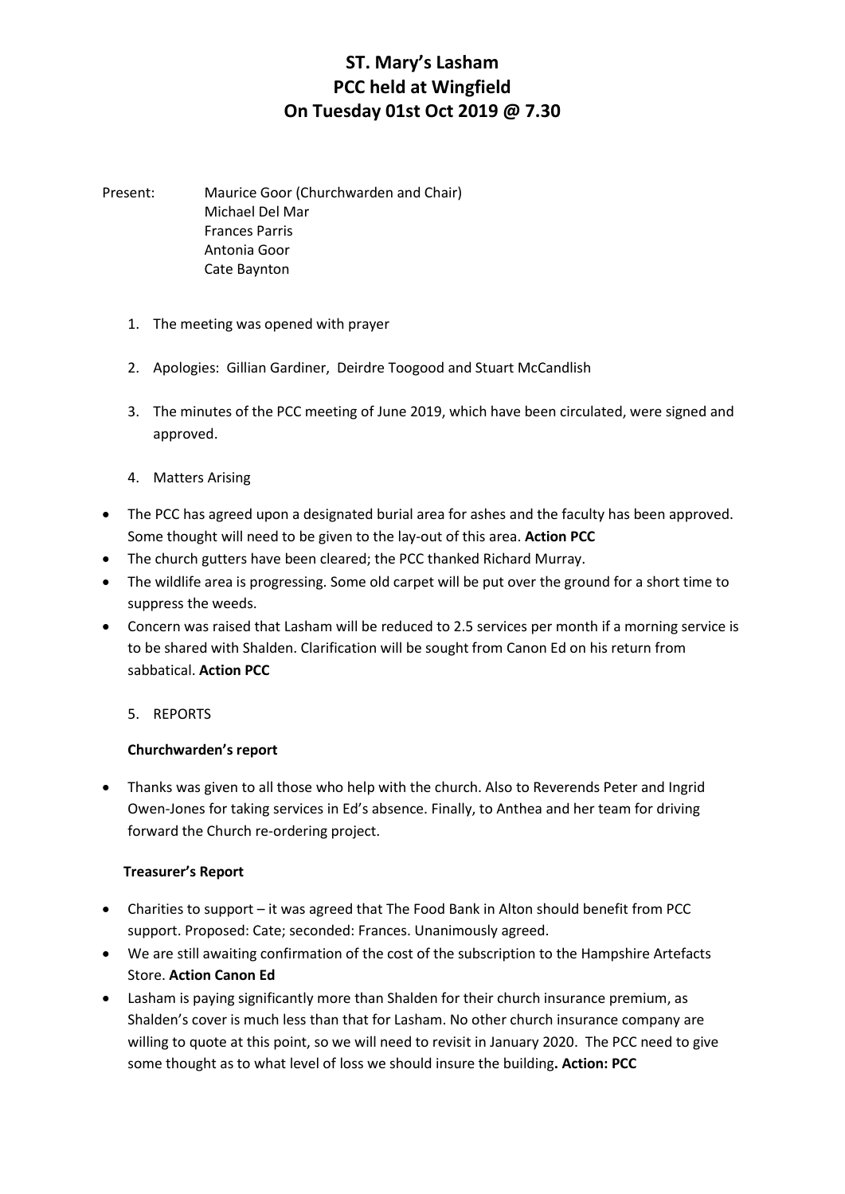# ST. Mary's Lasham
# PCC held at Wingfield
# On Tuesday 01st Oct 2019 @ 7.30

Present: Maurice Goor (Churchwarden and Chair)
Michael Del Mar
Frances Parris
Antonia Goor
Cate Baynton

1. The meeting was opened with prayer

2. Apologies: Gillian Gardiner, Deirdre Toogood and Stuart McCandlish

3. The minutes of the PCC meeting of June 2019, which have been circulated, were signed and approved.

4. Matters Arising

- The PCC has agreed upon a designated burial area for ashes and the faculty has been approved. Some thought will need to be given to the lay-out of this area. **Action PCC**
- The church gutters have been cleared; the PCC thanked Richard Murray.
- The wildlife area is progressing. Some old carpet will be put over the ground for a short time to suppress the weeds.
- Concern was raised that Lasham will be reduced to 2.5 services per month if a morning service is to be shared with Shalden. Clarification will be sought from Canon Ed on his return from sabbatical. **Action PCC**

5. REPORTS

**Churchwarden's report**

- Thanks was given to all those who help with the church. Also to Reverends Peter and Ingrid Owen-Jones for taking services in Ed's absence. Finally, to Anthea and her team for driving forward the Church re-ordering project.

**Treasurer's Report**

- Charities to support – it was agreed that The Food Bank in Alton should benefit from PCC support. Proposed: Cate; seconded: Frances. Unanimously agreed.
- We are still awaiting confirmation of the cost of the subscription to the Hampshire Artefacts Store. **Action Canon Ed**
- Lasham is paying significantly more than Shalden for their church insurance premium, as Shalden's cover is much less than that for Lasham. No other church insurance company are willing to quote at this point, so we will need to revisit in January 2020. The PCC need to give some thought as to what level of loss we should insure the building**. Action: PCC**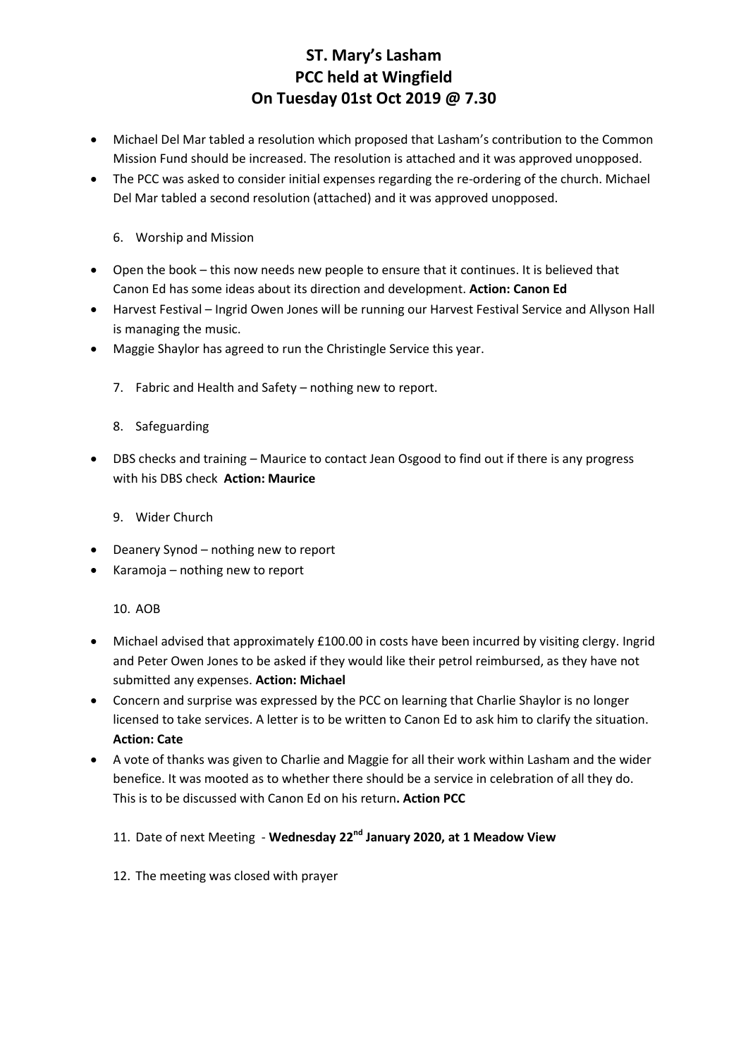# ST. Mary's Lasham
# PCC held at Wingfield
# On Tuesday 01st Oct 2019 @ 7.30

- Michael Del Mar tabled a resolution which proposed that Lasham's contribution to the Common Mission Fund should be increased. The resolution is attached and it was approved unopposed.
- The PCC was asked to consider initial expenses regarding the re-ordering of the church. Michael Del Mar tabled a second resolution (attached) and it was approved unopposed.

6. Worship and Mission

- Open the book – this now needs new people to ensure that it continues. It is believed that Canon Ed has some ideas about its direction and development. **Action: Canon Ed**
- Harvest Festival – Ingrid Owen Jones will be running our Harvest Festival Service and Allyson Hall is managing the music.
- Maggie Shaylor has agreed to run the Christingle Service this year.

7. Fabric and Health and Safety – nothing new to report.

8. Safeguarding

- DBS checks and training – Maurice to contact Jean Osgood to find out if there is any progress with his DBS check **Action: Maurice**

9. Wider Church

- Deanery Synod – nothing new to report
- Karamoja – nothing new to report

10. AOB

- Michael advised that approximately £100.00 in costs have been incurred by visiting clergy. Ingrid and Peter Owen Jones to be asked if they would like their petrol reimbursed, as they have not submitted any expenses. **Action: Michael**
- Concern and surprise was expressed by the PCC on learning that Charlie Shaylor is no longer licensed to take services. A letter is to be written to Canon Ed to ask him to clarify the situation. **Action: Cate**
- A vote of thanks was given to Charlie and Maggie for all their work within Lasham and the wider benefice. It was mooted as to whether there should be a service in celebration of all they do. This is to be discussed with Canon Ed on his return**. Action PCC**

11. Date of next Meeting - **Wednesday 22nd January 2020, at 1 Meadow View**

12. The meeting was closed with prayer